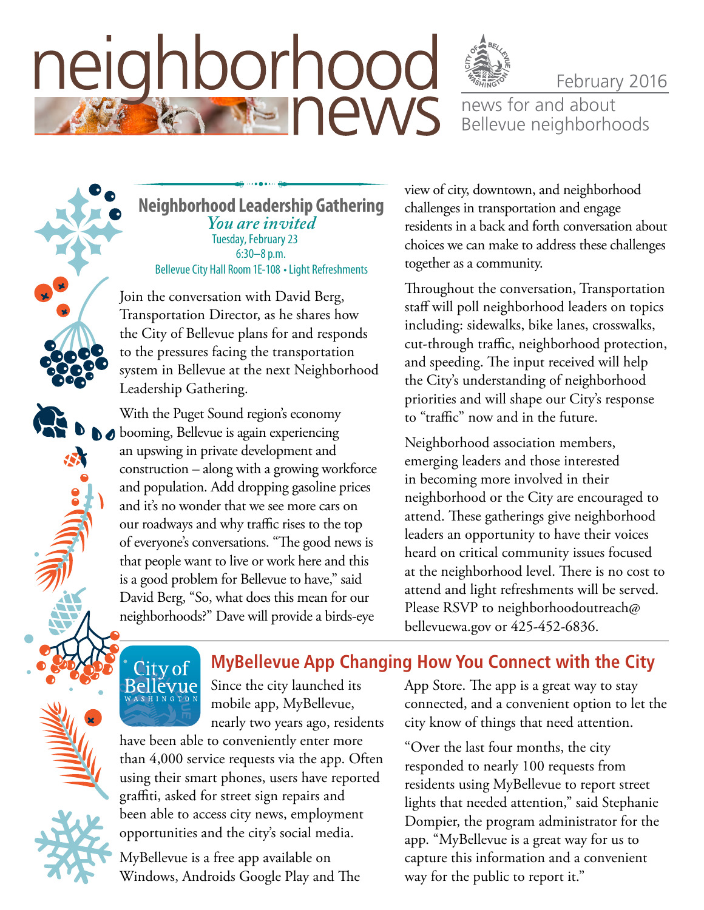# neighborhood news

February 2016

news for and about Bellevue neighborhoods

## Neighborhood Leadership Gathering

*You are invited*

Tuesday, February 23
6:30–8 p.m.
Bellevue City Hall Room 1E-108 • Light Refreshments

Join the conversation with David Berg, Transportation Director, as he shares how the City of Bellevue plans for and responds to the pressures facing the transportation system in Bellevue at the next Neighborhood Leadership Gathering.

With the Puget Sound region's economy booming, Bellevue is again experiencing an upswing in private development and construction – along with a growing workforce and population. Add dropping gasoline prices and it's no wonder that we see more cars on our roadways and why traffic rises to the top of everyone's conversations. "The good news is that people want to live or work here and this is a good problem for Bellevue to have," said David Berg, "So, what does this mean for our neighborhoods?" Dave will provide a birds-eye view of city, downtown, and neighborhood challenges in transportation and engage residents in a back and forth conversation about choices we can make to address these challenges together as a community.

Throughout the conversation, Transportation staff will poll neighborhood leaders on topics including: sidewalks, bike lanes, crosswalks, cut-through traffic, neighborhood protection, and speeding. The input received will help the City's understanding of neighborhood priorities and will shape our City's response to "traffic" now and in the future.

Neighborhood association members, emerging leaders and those interested in becoming more involved in their neighborhood or the City are encouraged to attend. These gatherings give neighborhood leaders an opportunity to have their voices heard on critical community issues focused at the neighborhood level. There is no cost to attend and light refreshments will be served. Please RSVP to neighborhoodoutreach@bellevuewa.gov or 425-452-6836.

## MyBellevue App Changing How You Connect with the City

Since the city launched its mobile app, MyBellevue, nearly two years ago, residents have been able to conveniently enter more than 4,000 service requests via the app. Often using their smart phones, users have reported graffiti, asked for street sign repairs and been able to access city news, employment opportunities and the city's social media.

MyBellevue is a free app available on Windows, Androids Google Play and The App Store. The app is a great way to stay connected, and a convenient option to let the city know of things that need attention.

"Over the last four months, the city responded to nearly 100 requests from residents using MyBellevue to report street lights that needed attention," said Stephanie Dompier, the program administrator for the app. "MyBellevue is a great way for us to capture this information and a convenient way for the public to report it."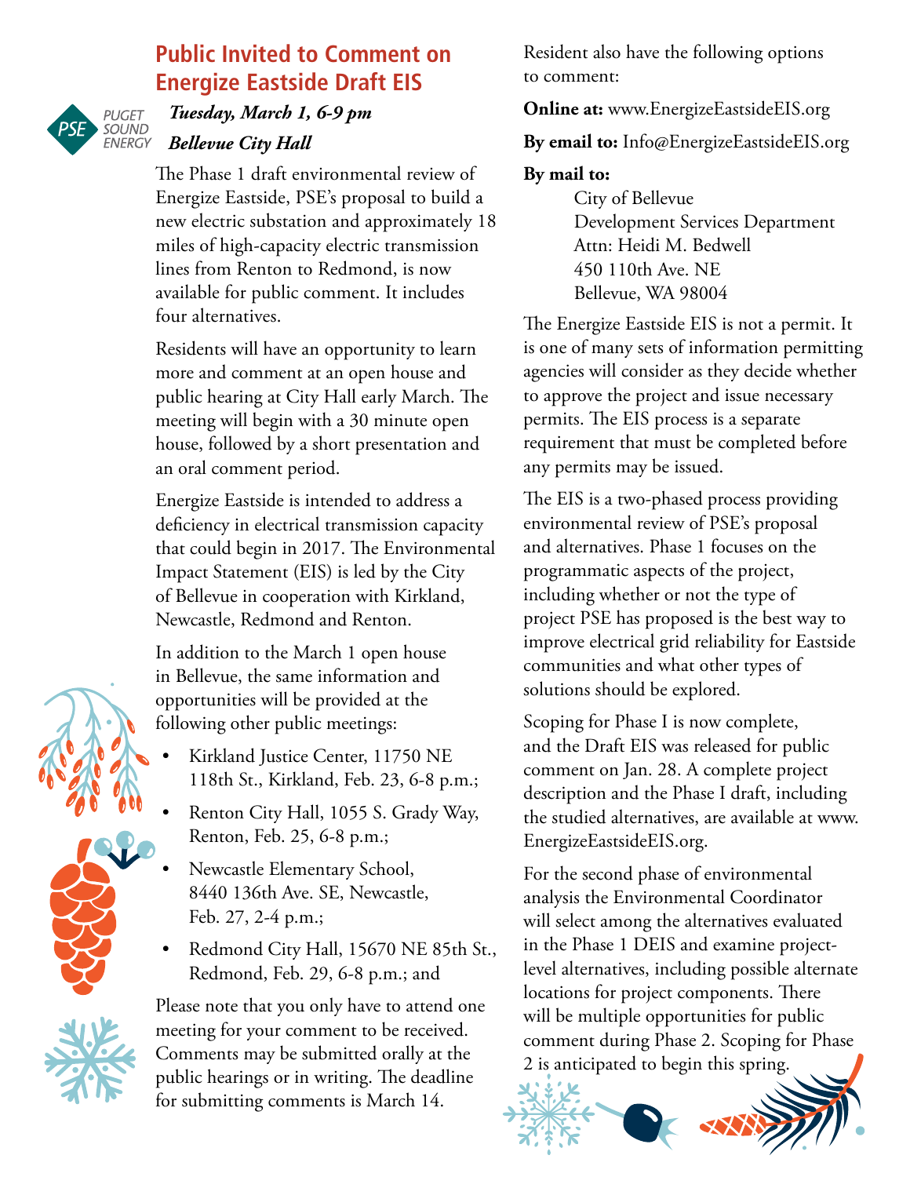## Public Invited to Comment on Energize Eastside Draft EIS

PSE PUGET SOUND ENERGY

***Tuesday, March 1, 6-9 pm***

***Bellevue City Hall***

The Phase 1 draft environmental review of Energize Eastside, PSE's proposal to build a new electric substation and approximately 18 miles of high-capacity electric transmission lines from Renton to Redmond, is now available for public comment. It includes four alternatives.

Residents will have an opportunity to learn more and comment at an open house and public hearing at City Hall early March. The meeting will begin with a 30 minute open house, followed by a short presentation and an oral comment period.

Energize Eastside is intended to address a deficiency in electrical transmission capacity that could begin in 2017. The Environmental Impact Statement (EIS) is led by the City of Bellevue in cooperation with Kirkland, Newcastle, Redmond and Renton.

In addition to the March 1 open house in Bellevue, the same information and opportunities will be provided at the following other public meetings:

- Kirkland Justice Center, 11750 NE 118th St., Kirkland, Feb. 23, 6-8 p.m.;
- Renton City Hall, 1055 S. Grady Way, Renton, Feb. 25, 6-8 p.m.;
- Newcastle Elementary School, 8440 136th Ave. SE, Newcastle, Feb. 27, 2-4 p.m.;
- Redmond City Hall, 15670 NE 85th St., Redmond, Feb. 29, 6-8 p.m.; and

Please note that you only have to attend one meeting for your comment to be received. Comments may be submitted orally at the public hearings or in writing. The deadline for submitting comments is March 14.

Resident also have the following options to comment:

**Online at:** www.EnergizeEastsideEIS.org

**By email to:** Info@EnergizeEastsideEIS.org

**By mail to:**

City of Bellevue
Development Services Department
Attn: Heidi M. Bedwell
450 110th Ave. NE
Bellevue, WA 98004

The Energize Eastside EIS is not a permit. It is one of many sets of information permitting agencies will consider as they decide whether to approve the project and issue necessary permits. The EIS process is a separate requirement that must be completed before any permits may be issued.

The EIS is a two-phased process providing environmental review of PSE's proposal and alternatives. Phase 1 focuses on the programmatic aspects of the project, including whether or not the type of project PSE has proposed is the best way to improve electrical grid reliability for Eastside communities and what other types of solutions should be explored.

Scoping for Phase I is now complete, and the Draft EIS was released for public comment on Jan. 28. A complete project description and the Phase I draft, including the studied alternatives, are available at www.EnergizeEastsideEIS.org.

For the second phase of environmental analysis the Environmental Coordinator will select among the alternatives evaluated in the Phase 1 DEIS and examine project-level alternatives, including possible alternate locations for project components. There will be multiple opportunities for public comment during Phase 2. Scoping for Phase 2 is anticipated to begin this spring.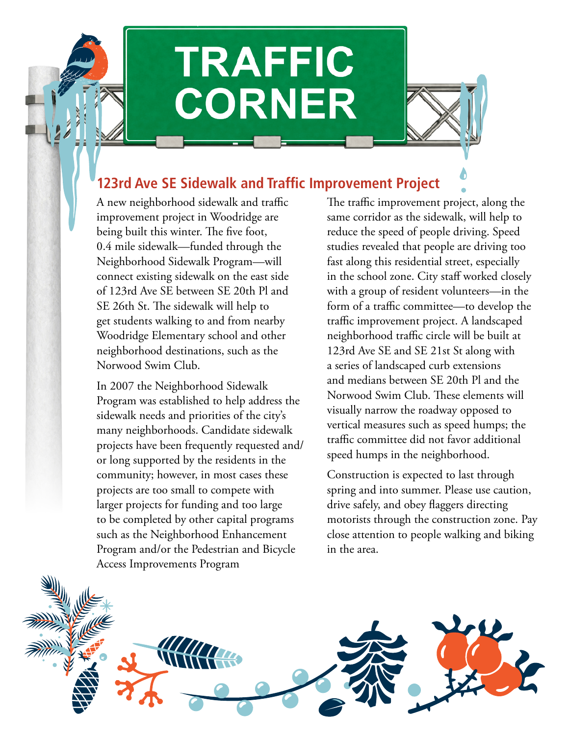# TRAFFIC CORNER

## 123rd Ave SE Sidewalk and Traffic Improvement Project

A new neighborhood sidewalk and traffic improvement project in Woodridge are being built this winter. The five foot, 0.4 mile sidewalk—funded through the Neighborhood Sidewalk Program—will connect existing sidewalk on the east side of 123rd Ave SE between SE 20th Pl and SE 26th St. The sidewalk will help to get students walking to and from nearby Woodridge Elementary school and other neighborhood destinations, such as the Norwood Swim Club.

In 2007 the Neighborhood Sidewalk Program was established to help address the sidewalk needs and priorities of the city's many neighborhoods. Candidate sidewalk projects have been frequently requested and/or long supported by the residents in the community; however, in most cases these projects are too small to compete with larger projects for funding and too large to be completed by other capital programs such as the Neighborhood Enhancement Program and/or the Pedestrian and Bicycle Access Improvements Program

The traffic improvement project, along the same corridor as the sidewalk, will help to reduce the speed of people driving. Speed studies revealed that people are driving too fast along this residential street, especially in the school zone. City staff worked closely with a group of resident volunteers—in the form of a traffic committee—to develop the traffic improvement project. A landscaped neighborhood traffic circle will be built at 123rd Ave SE and SE 21st St along with a series of landscaped curb extensions and medians between SE 20th Pl and the Norwood Swim Club. These elements will visually narrow the roadway opposed to vertical measures such as speed humps; the traffic committee did not favor additional speed humps in the neighborhood.

Construction is expected to last through spring and into summer. Please use caution, drive safely, and obey flaggers directing motorists through the construction zone. Pay close attention to people walking and biking in the area.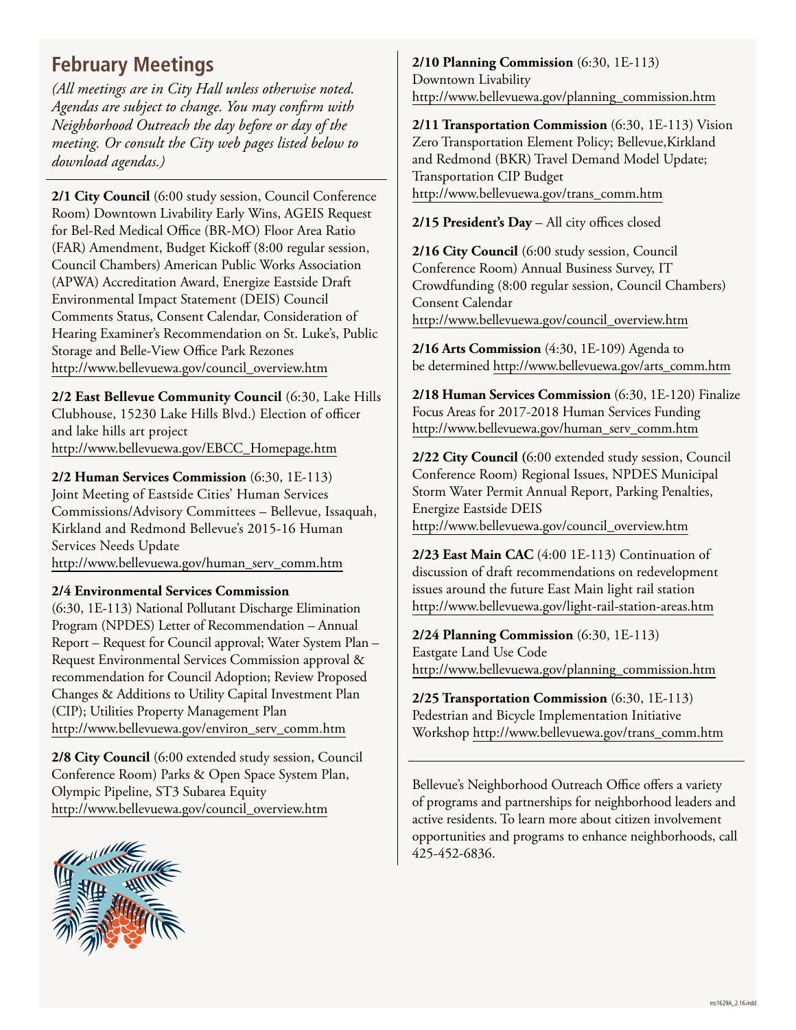## February Meetings

*(All meetings are in City Hall unless otherwise noted. Agendas are subject to change. You may confirm with Neighborhood Outreach the day before or day of the meeting. Or consult the City web pages listed below to download agendas.)*

**2/1 City Council** (6:00 study session, Council Conference Room) Downtown Livability Early Wins, AGEIS Request for Bel-Red Medical Office (BR-MO) Floor Area Ratio (FAR) Amendment, Budget Kickoff (8:00 regular session, Council Chambers) American Public Works Association (APWA) Accreditation Award, Energize Eastside Draft Environmental Impact Statement (DEIS) Council Comments Status, Consent Calendar, Consideration of Hearing Examiner's Recommendation on St. Luke's, Public Storage and Belle-View Office Park Rezones
http://www.bellevuewa.gov/council_overview.htm

**2/2 East Bellevue Community Council** (6:30, Lake Hills Clubhouse, 15230 Lake Hills Blvd.) Election of officer and lake hills art project
http://www.bellevuewa.gov/EBCC_Homepage.htm

**2/2 Human Services Commission** (6:30, 1E-113) Joint Meeting of Eastside Cities' Human Services Commissions/Advisory Committees – Bellevue, Issaquah, Kirkland and Redmond Bellevue's 2015-16 Human Services Needs Update
http://www.bellevuewa.gov/human_serv_comm.htm

**2/4 Environmental Services Commission**
(6:30, 1E-113) National Pollutant Discharge Elimination Program (NPDES) Letter of Recommendation – Annual Report – Request for Council approval; Water System Plan – Request Environmental Services Commission approval & recommendation for Council Adoption; Review Proposed Changes & Additions to Utility Capital Investment Plan (CIP); Utilities Property Management Plan
http://www.bellevuewa.gov/environ_serv_comm.htm

**2/8 City Council** (6:00 extended study session, Council Conference Room) Parks & Open Space System Plan, Olympic Pipeline, ST3 Subarea Equity
http://www.bellevuewa.gov/council_overview.htm

**2/10 Planning Commission** (6:30, 1E-113)
Downtown Livability
http://www.bellevuewa.gov/planning_commission.htm

**2/11 Transportation Commission** (6:30, 1E-113) Vision Zero Transportation Element Policy; Bellevue,Kirkland and Redmond (BKR) Travel Demand Model Update; Transportation CIP Budget
http://www.bellevuewa.gov/trans_comm.htm

**2/15 President's Day** – All city offices closed

**2/16 City Council** (6:00 study session, Council Conference Room) Annual Business Survey, IT Crowdfunding (8:00 regular session, Council Chambers) Consent Calendar
http://www.bellevuewa.gov/council_overview.htm

**2/16 Arts Commission** (4:30, 1E-109) Agenda to be determined http://www.bellevuewa.gov/arts_comm.htm

**2/18 Human Services Commission** (6:30, 1E-120) Finalize Focus Areas for 2017-2018 Human Services Funding
http://www.bellevuewa.gov/human_serv_comm.htm

**2/22 City Council (**6:00 extended study session, Council Conference Room) Regional Issues, NPDES Municipal Storm Water Permit Annual Report, Parking Penalties, Energize Eastside DEIS
http://www.bellevuewa.gov/council_overview.htm

**2/23 East Main CAC** (4:00 1E-113) Continuation of discussion of draft recommendations on redevelopment issues around the future East Main light rail station
http://www.bellevuewa.gov/light-rail-station-areas.htm

**2/24 Planning Commission** (6:30, 1E-113)
Eastgate Land Use Code
http://www.bellevuewa.gov/planning_commission.htm

**2/25 Transportation Commission** (6:30, 1E-113)
Pedestrian and Bicycle Implementation Initiative Workshop http://www.bellevuewa.gov/trans_comm.htm

---

Bellevue's Neighborhood Outreach Office offers a variety of programs and partnerships for neighborhood leaders and active residents. To learn more about citizen involvement opportunities and programs to enhance neighborhoods, call 425-452-6836.